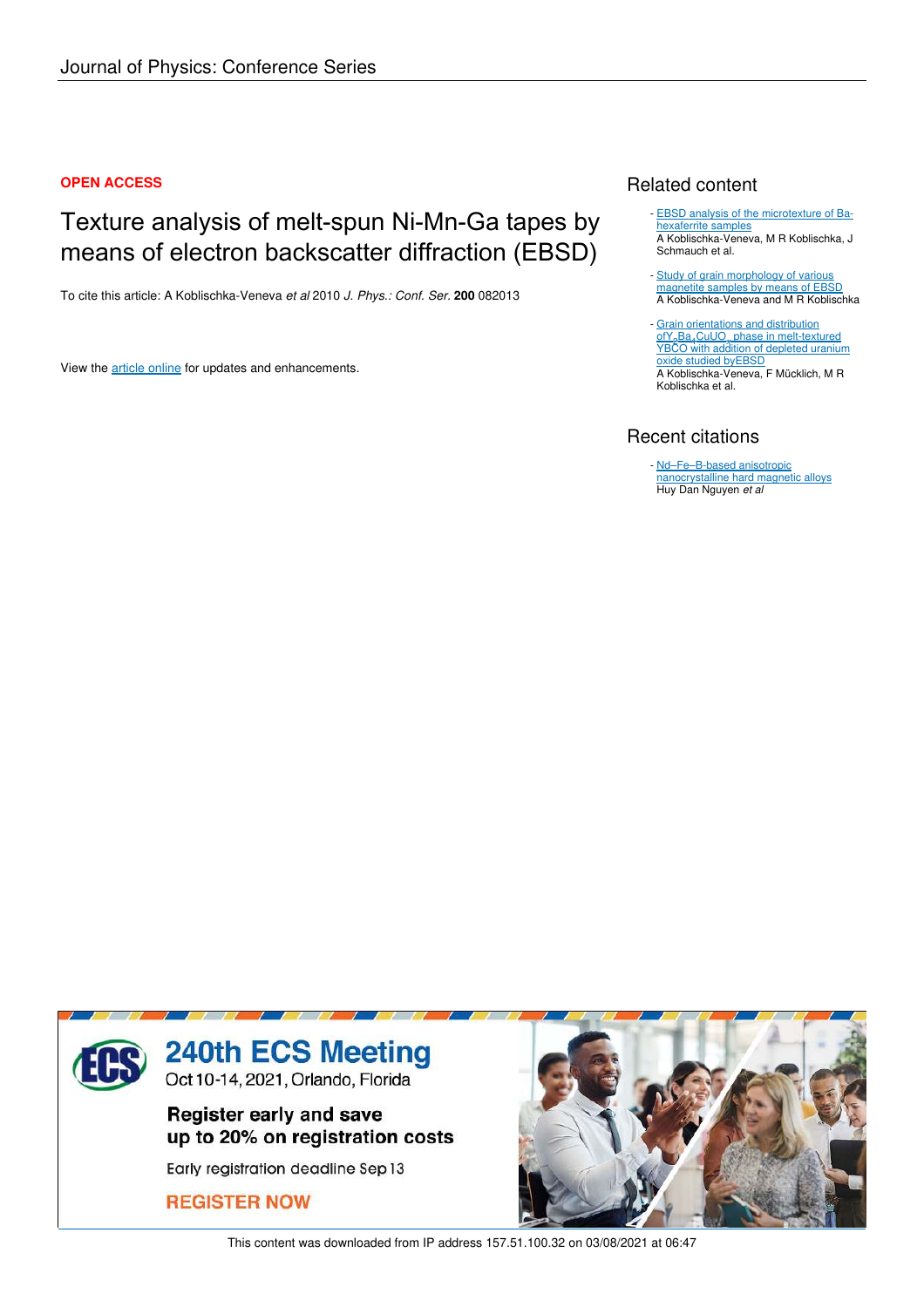Journal of Physics: Conference Series

**OPEN ACCESS**

# Texture analysis of melt-spun Ni-Mn-Ga tapes by means of electron backscatter diffraction (EBSD)

To cite this article: A Koblischka-Veneva *et al* 2010 *J. Phys.: Conf. Ser.* **200** 082013

View the article online for updates and enhancements.

## Related content

- EBSD analysis of the microtexture of Ba-hexaferrite samples
  A Koblischka-Veneva, M R Koblischka, J Schmauch et al.
- Study of grain morphology of various magnetite samples by means of EBSD
  A Koblischka-Veneva and M R Koblischka
- Grain orientations and distribution of $Y_2Ba_1CuO_5$ phase in melt-textured YBCO with addition of depleted uranium oxide studied byEBSD
  A Koblischka-Veneva, F Mücklich, M R Koblischka et al.

## Recent citations

- Nd–Fe–B-based anisotropic nanocrystalline hard magnetic alloys
  Huy Dan Nguyen *et al*

240th ECS Meeting
Oct 10-14, 2021, Orlando, Florida

Register early and save up to 20% on registration costs

Early registration deadline Sep 13

REGISTER NOW

This content was downloaded from IP address 157.51.100.32 on 03/08/2021 at 06:47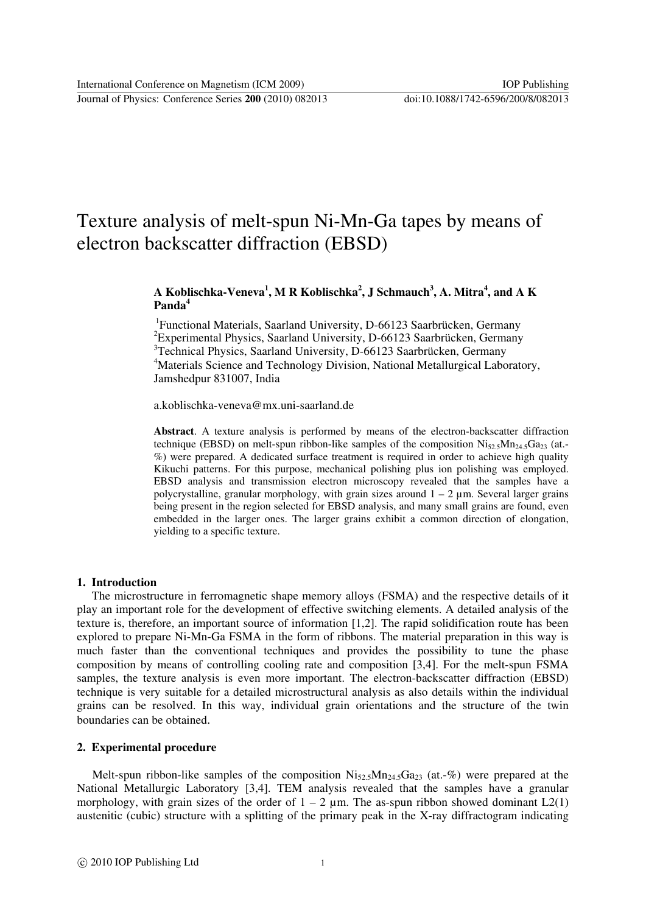# Texture analysis of melt-spun Ni-Mn-Ga tapes by means of electron backscatter diffraction (EBSD)

**A Koblischka-Veneva[1], M R Koblischka[2], J Schmauch[3], A. Mitra[4], and A K Panda[4]**

[1]Functional Materials, Saarland University, D-66123 Saarbrücken, Germany
[2]Experimental Physics, Saarland University, D-66123 Saarbrücken, Germany
[3]Technical Physics, Saarland University, D-66123 Saarbrücken, Germany
[4]Materials Science and Technology Division, National Metallurgical Laboratory, Jamshedpur 831007, India

a.koblischka-veneva@mx.uni-saarland.de

**Abstract**. A texture analysis is performed by means of the electron-backscatter diffraction technique (EBSD) on melt-spun ribbon-like samples of the composition $Ni_{52.5}Mn_{24.5}Ga_{23}$ (at.-%) were prepared. A dedicated surface treatment is required in order to achieve high quality Kikuchi patterns. For this purpose, mechanical polishing plus ion polishing was employed. EBSD analysis and transmission electron microscopy revealed that the samples have a polycrystalline, granular morphology, with grain sizes around 1 – 2 μm. Several larger grains being present in the region selected for EBSD analysis, and many small grains are found, even embedded in the larger ones. The larger grains exhibit a common direction of elongation, yielding to a specific texture.

## 1. Introduction

The microstructure in ferromagnetic shape memory alloys (FSMA) and the respective details of it play an important role for the development of effective switching elements. A detailed analysis of the texture is, therefore, an important source of information [1,2]. The rapid solidification route has been explored to prepare Ni-Mn-Ga FSMA in the form of ribbons. The material preparation in this way is much faster than the conventional techniques and provides the possibility to tune the phase composition by means of controlling cooling rate and composition [3,4]. For the melt-spun FSMA samples, the texture analysis is even more important. The electron-backscatter diffraction (EBSD) technique is very suitable for a detailed microstructural analysis as also details within the individual grains can be resolved. In this way, individual grain orientations and the structure of the twin boundaries can be obtained.

## 2. Experimental procedure

Melt-spun ribbon-like samples of the composition $Ni_{52.5}Mn_{24.5}Ga_{23}$ (at.-%) were prepared at the National Metallurgic Laboratory [3,4]. TEM analysis revealed that the samples have a granular morphology, with grain sizes of the order of 1 – 2 μm. The as-spun ribbon showed dominant L2(1) austenitic (cubic) structure with a splitting of the primary peak in the X-ray diffractogram indicating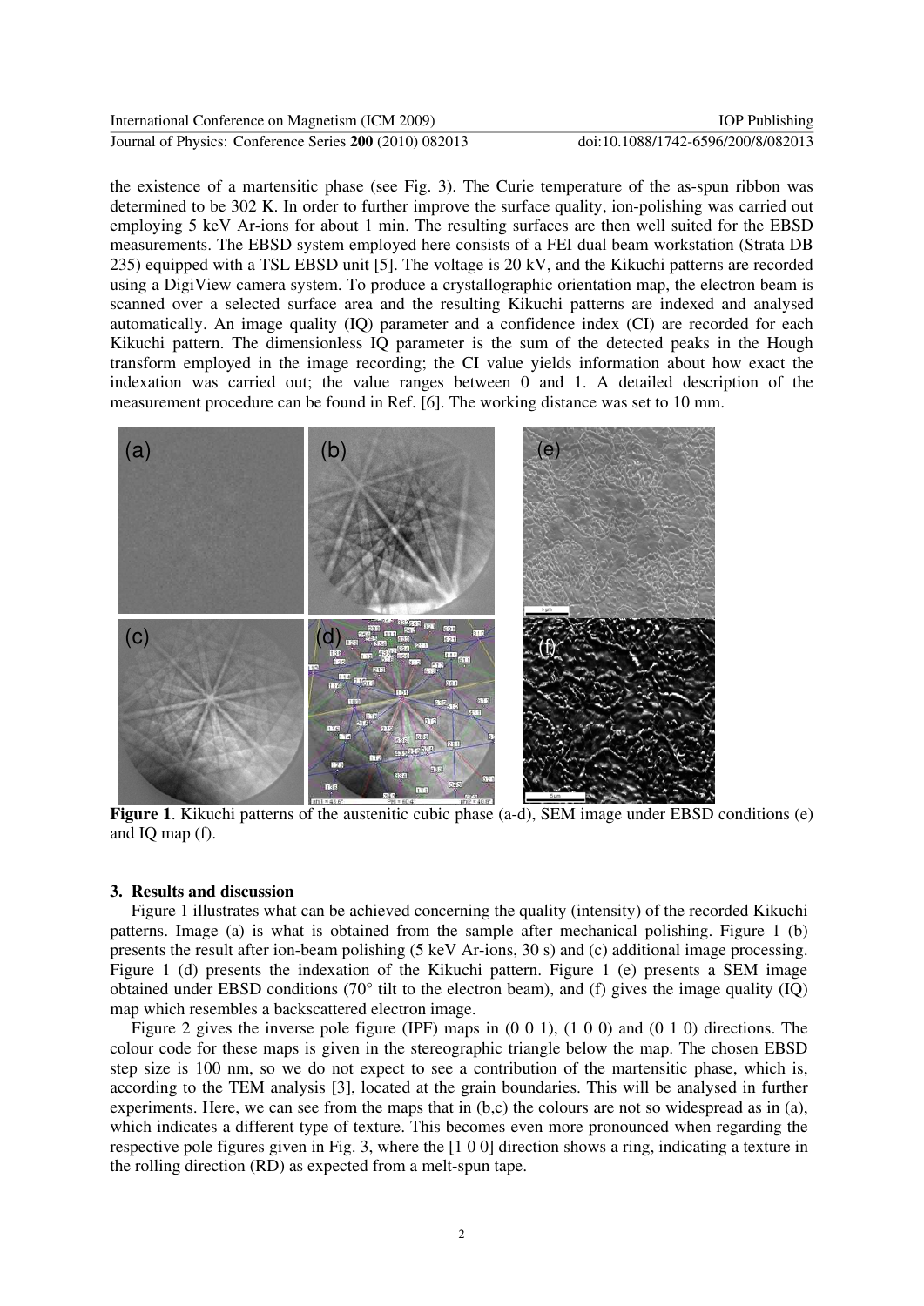the existence of a martensitic phase (see Fig. 3). The Curie temperature of the as-spun ribbon was determined to be 302 K. In order to further improve the surface quality, ion-polishing was carried out employing 5 keV Ar-ions for about 1 min. The resulting surfaces are then well suited for the EBSD measurements. The EBSD system employed here consists of a FEI dual beam workstation (Strata DB 235) equipped with a TSL EBSD unit [5]. The voltage is 20 kV, and the Kikuchi patterns are recorded using a DigiView camera system. To produce a crystallographic orientation map, the electron beam is scanned over a selected surface area and the resulting Kikuchi patterns are indexed and analysed automatically. An image quality (IQ) parameter and a confidence index (CI) are recorded for each Kikuchi pattern. The dimensionless IQ parameter is the sum of the detected peaks in the Hough transform employed in the image recording; the CI value yields information about how exact the indexation was carried out; the value ranges between 0 and 1. A detailed description of the measurement procedure can be found in Ref. [6]. The working distance was set to 10 mm.

**Figure 1**. Kikuchi patterns of the austenitic cubic phase (a-d), SEM image under EBSD conditions (e) and IQ map (f).

## 3. Results and discussion

Figure 1 illustrates what can be achieved concerning the quality (intensity) of the recorded Kikuchi patterns. Image (a) is what is obtained from the sample after mechanical polishing. Figure 1 (b) presents the result after ion-beam polishing (5 keV Ar-ions, 30 s) and (c) additional image processing. Figure 1 (d) presents the indexation of the Kikuchi pattern. Figure 1 (e) presents a SEM image obtained under EBSD conditions (70° tilt to the electron beam), and (f) gives the image quality (IQ) map which resembles a backscattered electron image.

Figure 2 gives the inverse pole figure (IPF) maps in (0 0 1), (1 0 0) and (0 1 0) directions. The colour code for these maps is given in the stereographic triangle below the map. The chosen EBSD step size is 100 nm, so we do not expect to see a contribution of the martensitic phase, which is, according to the TEM analysis [3], located at the grain boundaries. This will be analysed in further experiments. Here, we can see from the maps that in (b,c) the colours are not so widespread as in (a), which indicates a different type of texture. This becomes even more pronounced when regarding the respective pole figures given in Fig. 3, where the [1 0 0] direction shows a ring, indicating a texture in the rolling direction (RD) as expected from a melt-spun tape.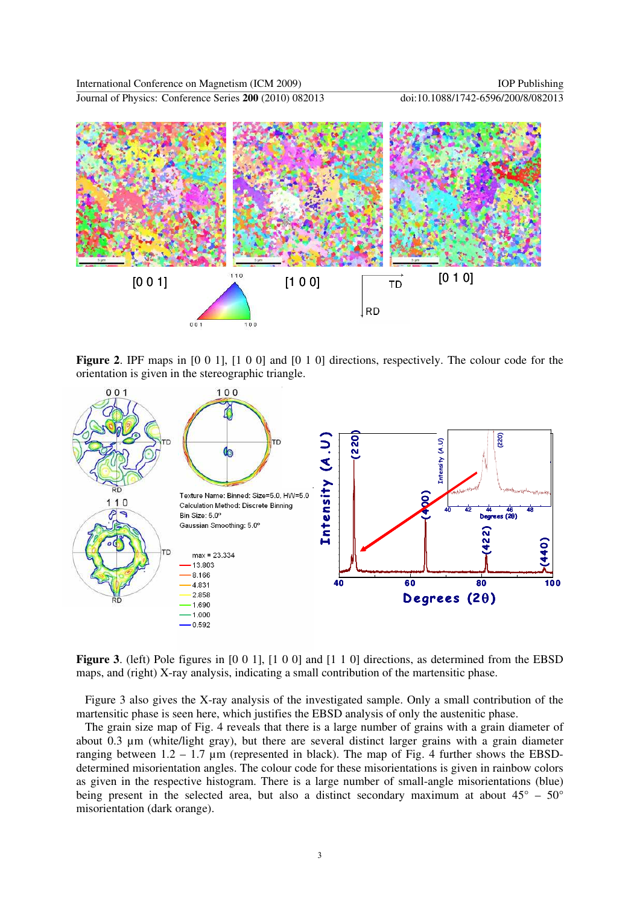**Figure 2**. IPF maps in [0 0 1], [1 0 0] and [0 1 0] directions, respectively. The colour code for the orientation is given in the stereographic triangle.

**Figure 3**. (left) Pole figures in [0 0 1], [1 0 0] and [1 1 0] directions, as determined from the EBSD maps, and (right) X-ray analysis, indicating a small contribution of the martensitic phase.

Figure 3 also gives the X-ray analysis of the investigated sample. Only a small contribution of the martensitic phase is seen here, which justifies the EBSD analysis of only the austenitic phase.

The grain size map of Fig. 4 reveals that there is a large number of grains with a grain diameter of about 0.3 µm (white/light gray), but there are several distinct larger grains with a grain diameter ranging between 1.2 – 1.7 µm (represented in black). The map of Fig. 4 further shows the EBSD-determined misorientation angles. The colour code for these misorientations is given in rainbow colors as given in the respective histogram. There is a large number of small-angle misorientations (blue) being present in the selected area, but also a distinct secondary maximum at about 45° – 50° misorientation (dark orange).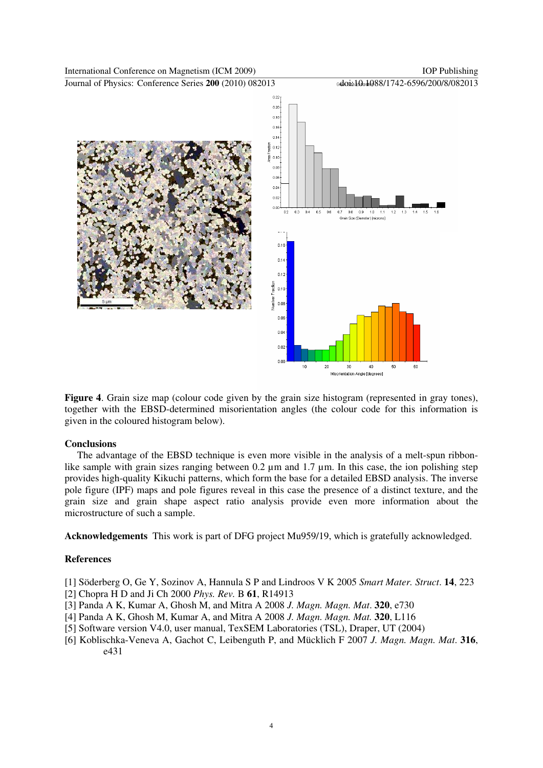5 µm

Area Fraction

0.22
0.20
0.18
0.16
0.14
0.12
0.10
0.08
0.06
0.04
0.02
0.00

0.2 0.3 0.4 0.5 0.6 0.7 0.8 0.9 1.0 1.1 1.2 1.3 1.4 1.5 1.6

Grain Size (Diameter) [microns]

Number Fraction

0.16
0.14
0.12
0.10
0.08
0.06
0.04
0.02
0.00

10 20 30 40 50 60

Misorientation Angle [degrees]

**Figure 4**. Grain size map (colour code given by the grain size histogram (represented in gray tones), together with the EBSD-determined misorientation angles (the colour code for this information is given in the coloured histogram below).

## Conclusions

The advantage of the EBSD technique is even more visible in the analysis of a melt-spun ribbon-like sample with grain sizes ranging between 0.2 µm and 1.7 µm. In this case, the ion polishing step provides high-quality Kikuchi patterns, which form the base for a detailed EBSD analysis. The inverse pole figure (IPF) maps and pole figures reveal in this case the presence of a distinct texture, and the grain size and grain shape aspect ratio analysis provide even more information about the microstructure of such a sample.

**Acknowledgements** This work is part of DFG project Mu959/19, which is gratefully acknowledged.

## References

[1] Söderberg O, Ge Y, Sozinov A, Hannula S P and Lindroos V K 2005 *Smart Mater. Struct*. **14**, 223

[2] Chopra H D and Ji Ch 2000 *Phys. Rev.* B **61**, R14913

[3] Panda A K, Kumar A, Ghosh M, and Mitra A 2008 *J. Magn. Magn. Mat*. **320**, e730

[4] Panda A K, Ghosh M, Kumar A, and Mitra A 2008 *J. Magn. Magn. Mat.* **320**, L116

[5] Software version V4.0, user manual, TexSEM Laboratories (TSL), Draper, UT (2004)

[6] Koblischka-Veneva A, Gachot C, Leibenguth P, and Mücklich F 2007 *J. Magn. Magn. Mat*. **316**, e431